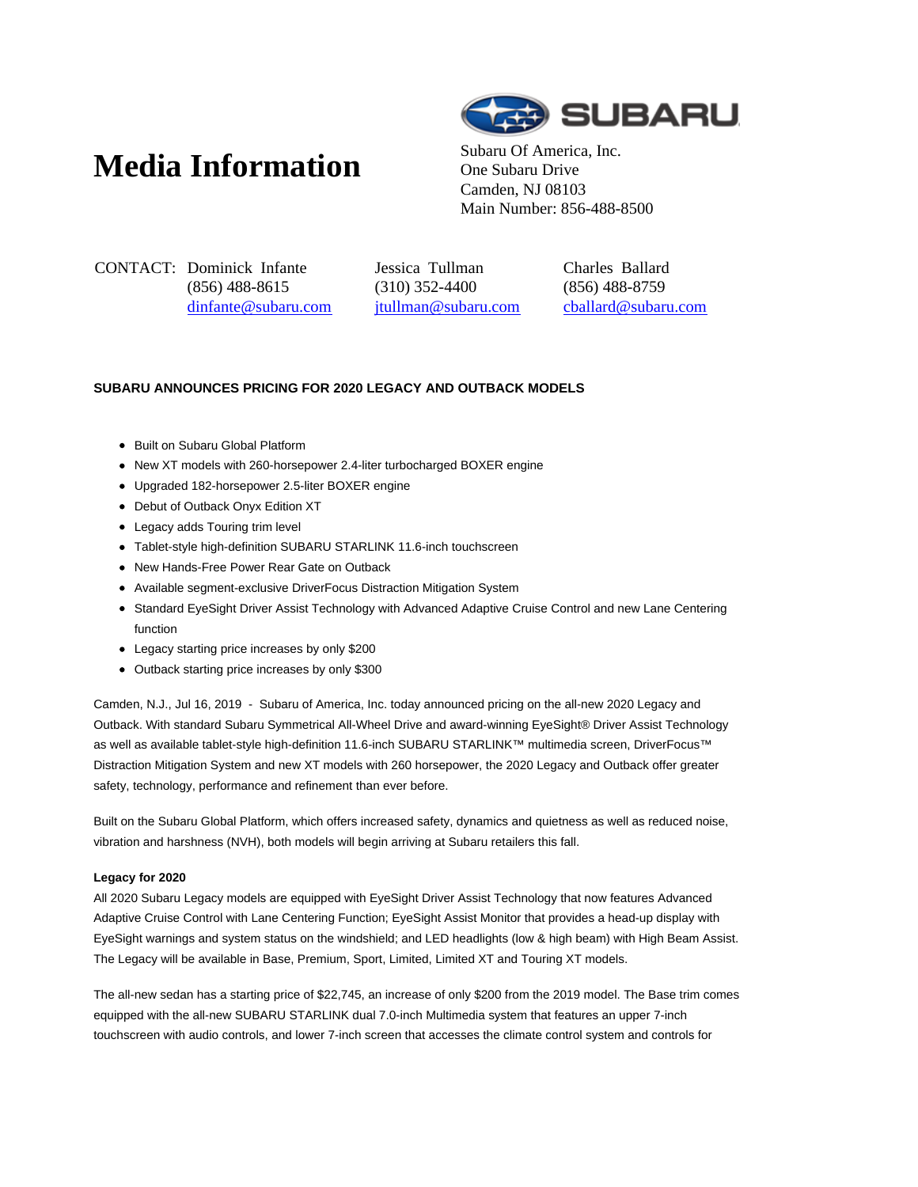# Media Information

Subaru Of America, Inc.
One Subaru Drive
Camden, NJ 08103
Main Number: 856-488-8500

CONTACT:

| Dominick Infante | Jessica Tullman | Charles Ballard |
|---|---|---|
| (856) 488-8615 | (310) 352-4400 | (856) 488-8759 |
| dinfante@subaru.com | jtullman@subaru.com | cballard@subaru.com |

**SUBARU ANNOUNCES PRICING FOR 2020 LEGACY AND OUTBACK MODELS**

- Built on Subaru Global Platform
- New XT models with 260-horsepower 2.4-liter turbocharged BOXER engine
- Upgraded 182-horsepower 2.5-liter BOXER engine
- Debut of Outback Onyx Edition XT
- Legacy adds Touring trim level
- Tablet-style high-definition SUBARU STARLINK 11.6-inch touchscreen
- New Hands-Free Power Rear Gate on Outback
- Available segment-exclusive DriverFocus Distraction Mitigation System
- Standard EyeSight Driver Assist Technology with Advanced Adaptive Cruise Control and new Lane Centering function
- Legacy starting price increases by only $200
- Outback starting price increases by only $300

Camden, N.J., Jul 16, 2019 - Subaru of America, Inc. today announced pricing on the all-new 2020 Legacy and Outback. With standard Subaru Symmetrical All-Wheel Drive and award-winning EyeSight® Driver Assist Technology as well as available tablet-style high-definition 11.6-inch SUBARU STARLINK™ multimedia screen, DriverFocus™ Distraction Mitigation System and new XT models with 260 horsepower, the 2020 Legacy and Outback offer greater safety, technology, performance and refinement than ever before.

Built on the Subaru Global Platform, which offers increased safety, dynamics and quietness as well as reduced noise, vibration and harshness (NVH), both models will begin arriving at Subaru retailers this fall.

**Legacy for 2020**

All 2020 Subaru Legacy models are equipped with EyeSight Driver Assist Technology that now features Advanced Adaptive Cruise Control with Lane Centering Function; EyeSight Assist Monitor that provides a head-up display with EyeSight warnings and system status on the windshield; and LED headlights (low & high beam) with High Beam Assist. The Legacy will be available in Base, Premium, Sport, Limited, Limited XT and Touring XT models.

The all-new sedan has a starting price of $22,745, an increase of only $200 from the 2019 model. The Base trim comes equipped with the all-new SUBARU STARLINK dual 7.0-inch Multimedia system that features an upper 7-inch touchscreen with audio controls, and lower 7-inch screen that accesses the climate control system and controls for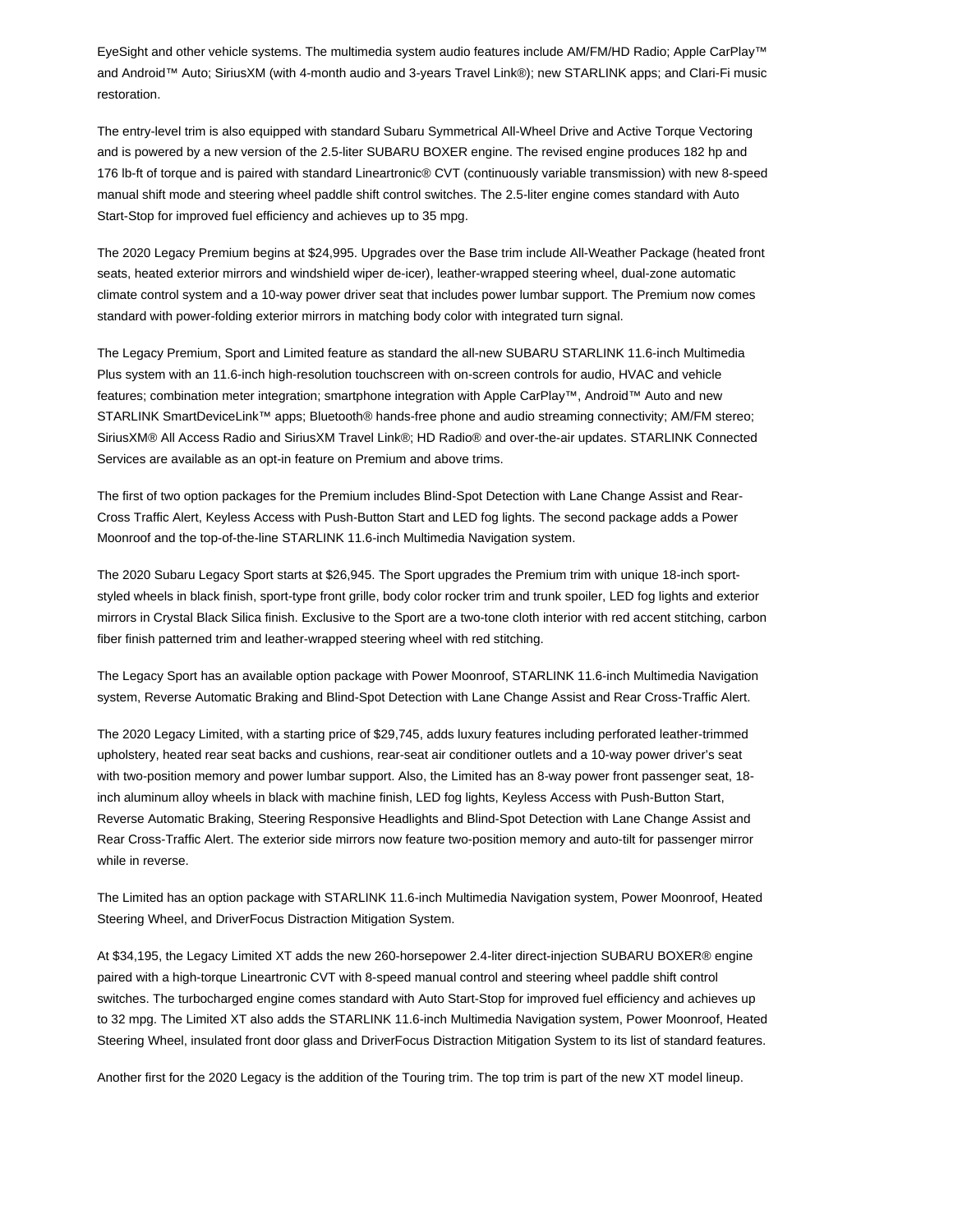EyeSight and other vehicle systems. The multimedia system audio features include AM/FM/HD Radio; Apple CarPlay™ and Android™ Auto; SiriusXM (with 4-month audio and 3-years Travel Link®); new STARLINK apps; and Clari-Fi music restoration.

The entry-level trim is also equipped with standard Subaru Symmetrical All-Wheel Drive and Active Torque Vectoring and is powered by a new version of the 2.5-liter SUBARU BOXER engine. The revised engine produces 182 hp and 176 lb-ft of torque and is paired with standard Lineartronic® CVT (continuously variable transmission) with new 8-speed manual shift mode and steering wheel paddle shift control switches. The 2.5-liter engine comes standard with Auto Start-Stop for improved fuel efficiency and achieves up to 35 mpg.

The 2020 Legacy Premium begins at $24,995. Upgrades over the Base trim include All-Weather Package (heated front seats, heated exterior mirrors and windshield wiper de-icer), leather-wrapped steering wheel, dual-zone automatic climate control system and a 10-way power driver seat that includes power lumbar support. The Premium now comes standard with power-folding exterior mirrors in matching body color with integrated turn signal.

The Legacy Premium, Sport and Limited feature as standard the all-new SUBARU STARLINK 11.6-inch Multimedia Plus system with an 11.6-inch high-resolution touchscreen with on-screen controls for audio, HVAC and vehicle features; combination meter integration; smartphone integration with Apple CarPlay™, Android™ Auto and new STARLINK SmartDeviceLink™ apps; Bluetooth® hands-free phone and audio streaming connectivity; AM/FM stereo; SiriusXM® All Access Radio and SiriusXM Travel Link®; HD Radio® and over-the-air updates. STARLINK Connected Services are available as an opt-in feature on Premium and above trims.

The first of two option packages for the Premium includes Blind-Spot Detection with Lane Change Assist and Rear-Cross Traffic Alert, Keyless Access with Push-Button Start and LED fog lights. The second package adds a Power Moonroof and the top-of-the-line STARLINK 11.6-inch Multimedia Navigation system.

The 2020 Subaru Legacy Sport starts at $26,945. The Sport upgrades the Premium trim with unique 18-inch sport-styled wheels in black finish, sport-type front grille, body color rocker trim and trunk spoiler, LED fog lights and exterior mirrors in Crystal Black Silica finish. Exclusive to the Sport are a two-tone cloth interior with red accent stitching, carbon fiber finish patterned trim and leather-wrapped steering wheel with red stitching.

The Legacy Sport has an available option package with Power Moonroof, STARLINK 11.6-inch Multimedia Navigation system, Reverse Automatic Braking and Blind-Spot Detection with Lane Change Assist and Rear Cross-Traffic Alert.

The 2020 Legacy Limited, with a starting price of $29,745, adds luxury features including perforated leather-trimmed upholstery, heated rear seat backs and cushions, rear-seat air conditioner outlets and a 10-way power driver's seat with two-position memory and power lumbar support. Also, the Limited has an 8-way power front passenger seat, 18-inch aluminum alloy wheels in black with machine finish, LED fog lights, Keyless Access with Push-Button Start, Reverse Automatic Braking, Steering Responsive Headlights and Blind-Spot Detection with Lane Change Assist and Rear Cross-Traffic Alert. The exterior side mirrors now feature two-position memory and auto-tilt for passenger mirror while in reverse.

The Limited has an option package with STARLINK 11.6-inch Multimedia Navigation system, Power Moonroof, Heated Steering Wheel, and DriverFocus Distraction Mitigation System.

At $34,195, the Legacy Limited XT adds the new 260-horsepower 2.4-liter direct-injection SUBARU BOXER® engine paired with a high-torque Lineartronic CVT with 8-speed manual control and steering wheel paddle shift control switches. The turbocharged engine comes standard with Auto Start-Stop for improved fuel efficiency and achieves up to 32 mpg. The Limited XT also adds the STARLINK 11.6-inch Multimedia Navigation system, Power Moonroof, Heated Steering Wheel, insulated front door glass and DriverFocus Distraction Mitigation System to its list of standard features.

Another first for the 2020 Legacy is the addition of the Touring trim. The top trim is part of the new XT model lineup.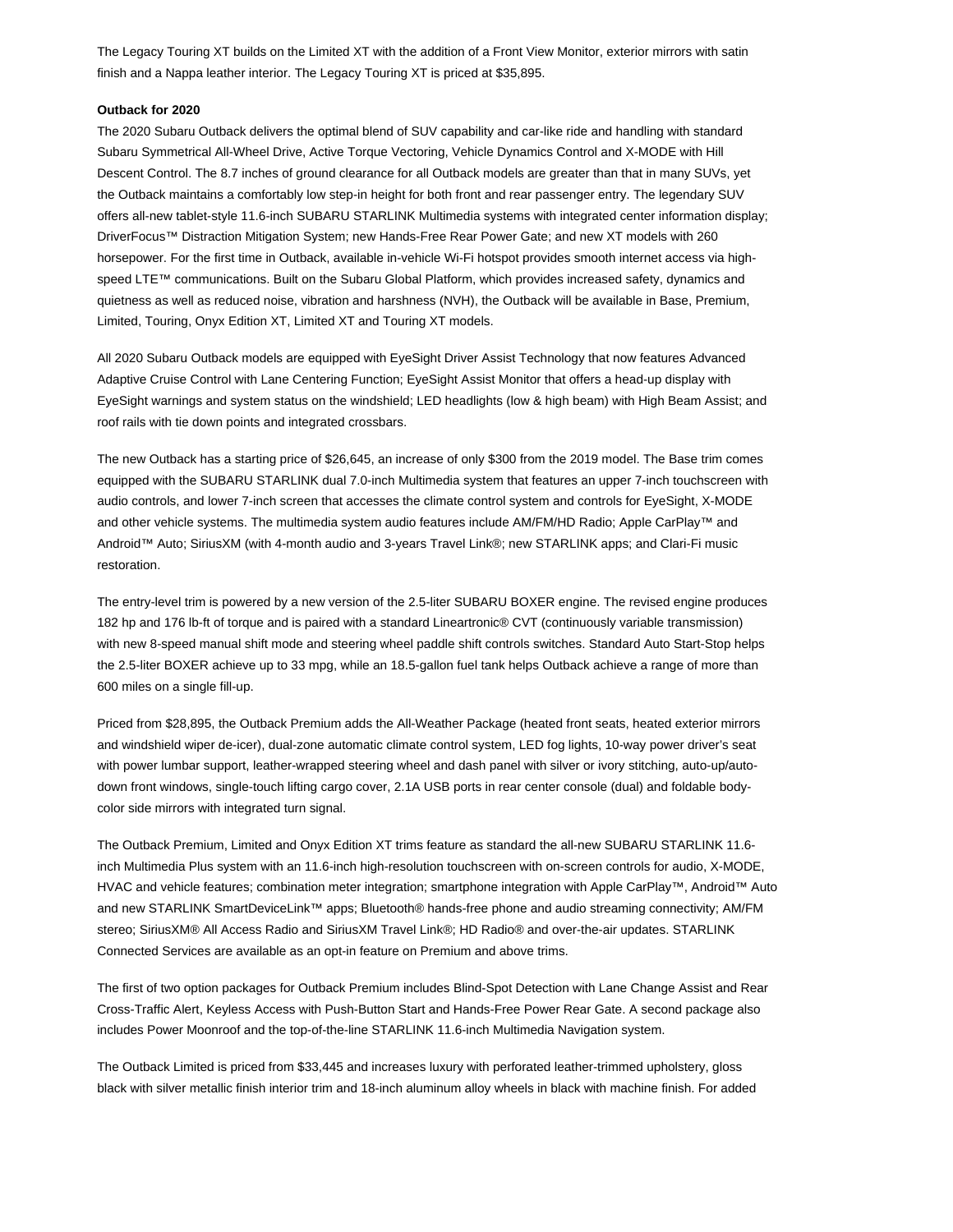The Legacy Touring XT builds on the Limited XT with the addition of a Front View Monitor, exterior mirrors with satin finish and a Nappa leather interior. The Legacy Touring XT is priced at $35,895.

**Outback for 2020**

The 2020 Subaru Outback delivers the optimal blend of SUV capability and car-like ride and handling with standard Subaru Symmetrical All-Wheel Drive, Active Torque Vectoring, Vehicle Dynamics Control and X-MODE with Hill Descent Control. The 8.7 inches of ground clearance for all Outback models are greater than that in many SUVs, yet the Outback maintains a comfortably low step-in height for both front and rear passenger entry. The legendary SUV offers all-new tablet-style 11.6-inch SUBARU STARLINK Multimedia systems with integrated center information display; DriverFocus™ Distraction Mitigation System; new Hands-Free Rear Power Gate; and new XT models with 260 horsepower. For the first time in Outback, available in-vehicle Wi-Fi hotspot provides smooth internet access via high-speed LTE™ communications. Built on the Subaru Global Platform, which provides increased safety, dynamics and quietness as well as reduced noise, vibration and harshness (NVH), the Outback will be available in Base, Premium, Limited, Touring, Onyx Edition XT, Limited XT and Touring XT models.

All 2020 Subaru Outback models are equipped with EyeSight Driver Assist Technology that now features Advanced Adaptive Cruise Control with Lane Centering Function; EyeSight Assist Monitor that offers a head-up display with EyeSight warnings and system status on the windshield; LED headlights (low & high beam) with High Beam Assist; and roof rails with tie down points and integrated crossbars.

The new Outback has a starting price of $26,645, an increase of only $300 from the 2019 model. The Base trim comes equipped with the SUBARU STARLINK dual 7.0-inch Multimedia system that features an upper 7-inch touchscreen with audio controls, and lower 7-inch screen that accesses the climate control system and controls for EyeSight, X-MODE and other vehicle systems. The multimedia system audio features include AM/FM/HD Radio; Apple CarPlay™ and Android™ Auto; SiriusXM (with 4-month audio and 3-years Travel Link®; new STARLINK apps; and Clari-Fi music restoration.

The entry-level trim is powered by a new version of the 2.5-liter SUBARU BOXER engine. The revised engine produces 182 hp and 176 lb-ft of torque and is paired with a standard Lineartronic® CVT (continuously variable transmission) with new 8-speed manual shift mode and steering wheel paddle shift controls switches. Standard Auto Start-Stop helps the 2.5-liter BOXER achieve up to 33 mpg, while an 18.5-gallon fuel tank helps Outback achieve a range of more than 600 miles on a single fill-up.

Priced from $28,895, the Outback Premium adds the All-Weather Package (heated front seats, heated exterior mirrors and windshield wiper de-icer), dual-zone automatic climate control system, LED fog lights, 10-way power driver's seat with power lumbar support, leather-wrapped steering wheel and dash panel with silver or ivory stitching, auto-up/auto-down front windows, single-touch lifting cargo cover, 2.1A USB ports in rear center console (dual) and foldable body-color side mirrors with integrated turn signal.

The Outback Premium, Limited and Onyx Edition XT trims feature as standard the all-new SUBARU STARLINK 11.6-inch Multimedia Plus system with an 11.6-inch high-resolution touchscreen with on-screen controls for audio, X-MODE, HVAC and vehicle features; combination meter integration; smartphone integration with Apple CarPlay™, Android™ Auto and new STARLINK SmartDeviceLink™ apps; Bluetooth® hands-free phone and audio streaming connectivity; AM/FM stereo; SiriusXM® All Access Radio and SiriusXM Travel Link®; HD Radio® and over-the-air updates. STARLINK Connected Services are available as an opt-in feature on Premium and above trims.

The first of two option packages for Outback Premium includes Blind-Spot Detection with Lane Change Assist and Rear Cross-Traffic Alert, Keyless Access with Push-Button Start and Hands-Free Power Rear Gate. A second package also includes Power Moonroof and the top-of-the-line STARLINK 11.6-inch Multimedia Navigation system.

The Outback Limited is priced from $33,445 and increases luxury with perforated leather-trimmed upholstery, gloss black with silver metallic finish interior trim and 18-inch aluminum alloy wheels in black with machine finish. For added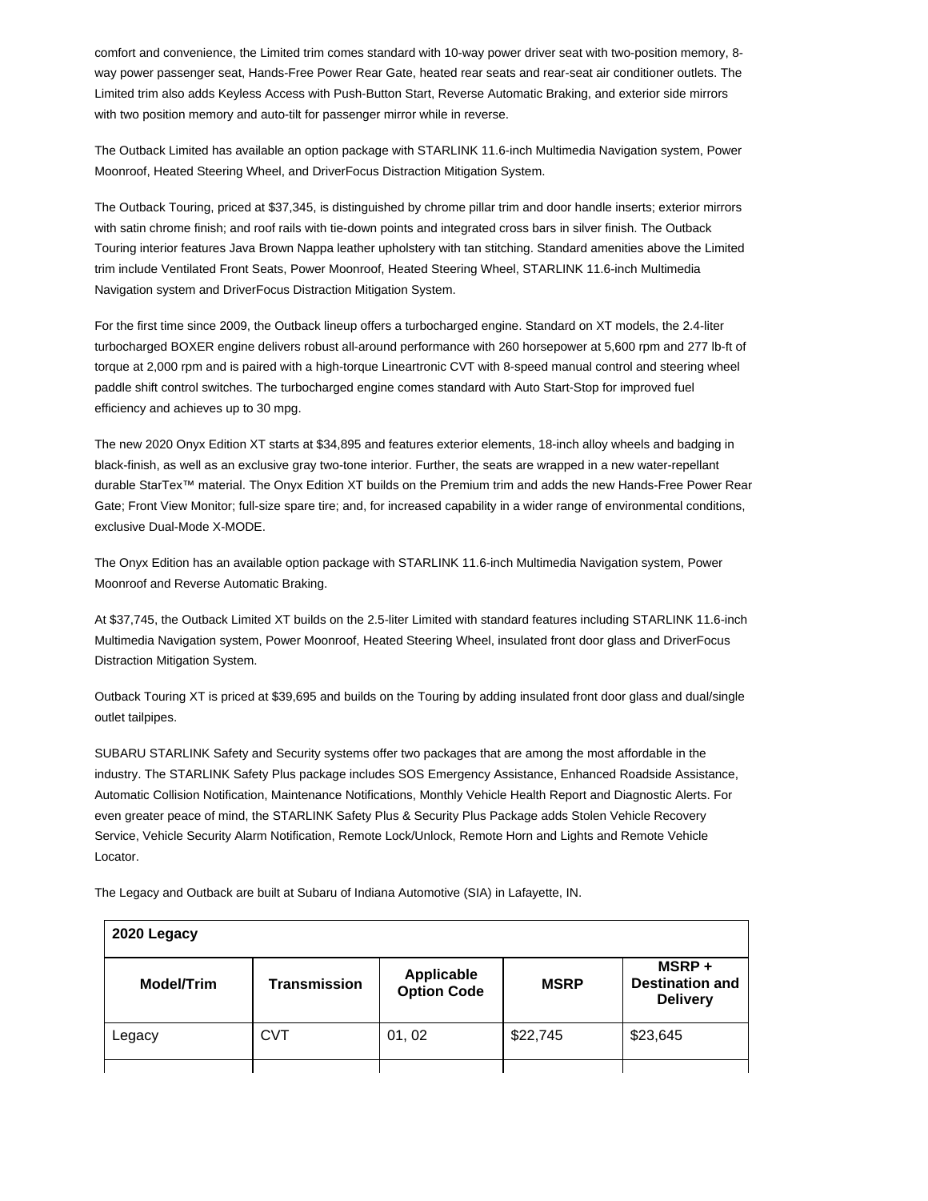comfort and convenience, the Limited trim comes standard with 10-way power driver seat with two-position memory, 8-way power passenger seat, Hands-Free Power Rear Gate, heated rear seats and rear-seat air conditioner outlets. The Limited trim also adds Keyless Access with Push-Button Start, Reverse Automatic Braking, and exterior side mirrors with two position memory and auto-tilt for passenger mirror while in reverse.

The Outback Limited has available an option package with STARLINK 11.6-inch Multimedia Navigation system, Power Moonroof, Heated Steering Wheel, and DriverFocus Distraction Mitigation System.

The Outback Touring, priced at $37,345, is distinguished by chrome pillar trim and door handle inserts; exterior mirrors with satin chrome finish; and roof rails with tie-down points and integrated cross bars in silver finish. The Outback Touring interior features Java Brown Nappa leather upholstery with tan stitching. Standard amenities above the Limited trim include Ventilated Front Seats, Power Moonroof, Heated Steering Wheel, STARLINK 11.6-inch Multimedia Navigation system and DriverFocus Distraction Mitigation System.

For the first time since 2009, the Outback lineup offers a turbocharged engine. Standard on XT models, the 2.4-liter turbocharged BOXER engine delivers robust all-around performance with 260 horsepower at 5,600 rpm and 277 lb-ft of torque at 2,000 rpm and is paired with a high-torque Lineartronic CVT with 8-speed manual control and steering wheel paddle shift control switches. The turbocharged engine comes standard with Auto Start-Stop for improved fuel efficiency and achieves up to 30 mpg.

The new 2020 Onyx Edition XT starts at $34,895 and features exterior elements, 18-inch alloy wheels and badging in black-finish, as well as an exclusive gray two-tone interior. Further, the seats are wrapped in a new water-repellant durable StarTex™ material. The Onyx Edition XT builds on the Premium trim and adds the new Hands-Free Power Rear Gate; Front View Monitor; full-size spare tire; and, for increased capability in a wider range of environmental conditions, exclusive Dual-Mode X-MODE.

The Onyx Edition has an available option package with STARLINK 11.6-inch Multimedia Navigation system, Power Moonroof and Reverse Automatic Braking.

At $37,745, the Outback Limited XT builds on the 2.5-liter Limited with standard features including STARLINK 11.6-inch Multimedia Navigation system, Power Moonroof, Heated Steering Wheel, insulated front door glass and DriverFocus Distraction Mitigation System.

Outback Touring XT is priced at $39,695 and builds on the Touring by adding insulated front door glass and dual/single outlet tailpipes.

SUBARU STARLINK Safety and Security systems offer two packages that are among the most affordable in the industry. The STARLINK Safety Plus package includes SOS Emergency Assistance, Enhanced Roadside Assistance, Automatic Collision Notification, Maintenance Notifications, Monthly Vehicle Health Report and Diagnostic Alerts. For even greater peace of mind, the STARLINK Safety Plus & Security Plus Package adds Stolen Vehicle Recovery Service, Vehicle Security Alarm Notification, Remote Lock/Unlock, Remote Horn and Lights and Remote Vehicle Locator.

The Legacy and Outback are built at Subaru of Indiana Automotive (SIA) in Lafayette, IN.

| **2020 Legacy** | | | | |
|---|---|---|---|---|
| **Model/Trim** | **Transmission** | **Applicable Option Code** | **MSRP** | **MSRP + Destination and Delivery** |
| Legacy | CVT | 01, 02 | $22,745 | $23,645 |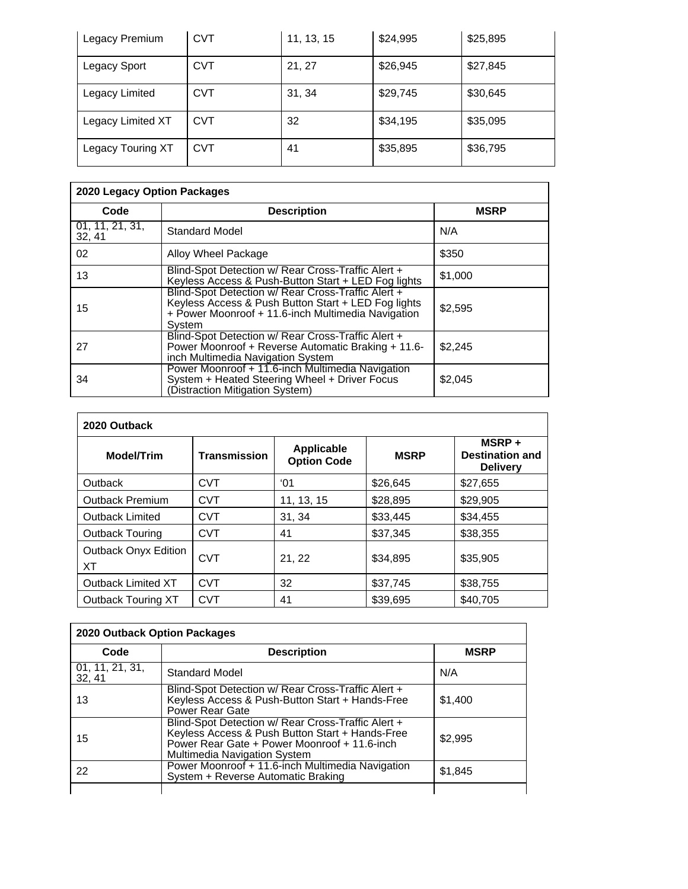| Legacy Premium | CVT | 11, 13, 15 | $24,995 | $25,895 |
|---|---|---|---|---|
| Legacy Sport | CVT | 21, 27 | $26,945 | $27,845 |
| Legacy Limited | CVT | 31, 34 | $29,745 | $30,645 |
| Legacy Limited XT | CVT | 32 | $34,195 | $35,095 |
| Legacy Touring XT | CVT | 41 | $35,895 | $36,795 |

| **2020 Legacy Option Packages** | | |
|---|---|---|
| **Code** | **Description** | **MSRP** |
| 01, 11, 21, 31, 32, 41 | Standard Model | N/A |
| 02 | Alloy Wheel Package | $350 |
| 13 | Blind-Spot Detection w/ Rear Cross-Traffic Alert + Keyless Access & Push-Button Start + LED Fog lights | $1,000 |
| 15 | Blind-Spot Detection w/ Rear Cross-Traffic Alert + Keyless Access & Push Button Start + LED Fog lights + Power Moonroof + 11.6-inch Multimedia Navigation System | $2,595 |
| 27 | Blind-Spot Detection w/ Rear Cross-Traffic Alert + Power Moonroof + Reverse Automatic Braking + 11.6-inch Multimedia Navigation System | $2,245 |
| 34 | Power Moonroof + 11.6-inch Multimedia Navigation System + Heated Steering Wheel + Driver Focus (Distraction Mitigation System) | $2,045 |

| **2020 Outback** | | | | |
|---|---|---|---|---|
| **Model/Trim** | **Transmission** | **Applicable Option Code** | **MSRP** | **MSRP + Destination and Delivery** |
| Outback | CVT | ‘01 | $26,645 | $27,655 |
| Outback Premium | CVT | 11, 13, 15 | $28,895 | $29,905 |
| Outback Limited | CVT | 31, 34 | $33,445 | $34,455 |
| Outback Touring | CVT | 41 | $37,345 | $38,355 |
| Outback Onyx Edition XT | CVT | 21, 22 | $34,895 | $35,905 |
| Outback Limited XT | CVT | 32 | $37,745 | $38,755 |
| Outback Touring XT | CVT | 41 | $39,695 | $40,705 |

| **2020 Outback Option Packages** | | |
|---|---|---|
| **Code** | **Description** | **MSRP** |
| 01, 11, 21, 31, 32, 41 | Standard Model | N/A |
| 13 | Blind-Spot Detection w/ Rear Cross-Traffic Alert + Keyless Access & Push-Button Start + Hands-Free Power Rear Gate | $1,400 |
| 15 | Blind-Spot Detection w/ Rear Cross-Traffic Alert + Keyless Access & Push Button Start + Hands-Free Power Rear Gate + Power Moonroof + 11.6-inch Multimedia Navigation System | $2,995 |
| 22 | Power Moonroof + 11.6-inch Multimedia Navigation System + Reverse Automatic Braking | $1,845 |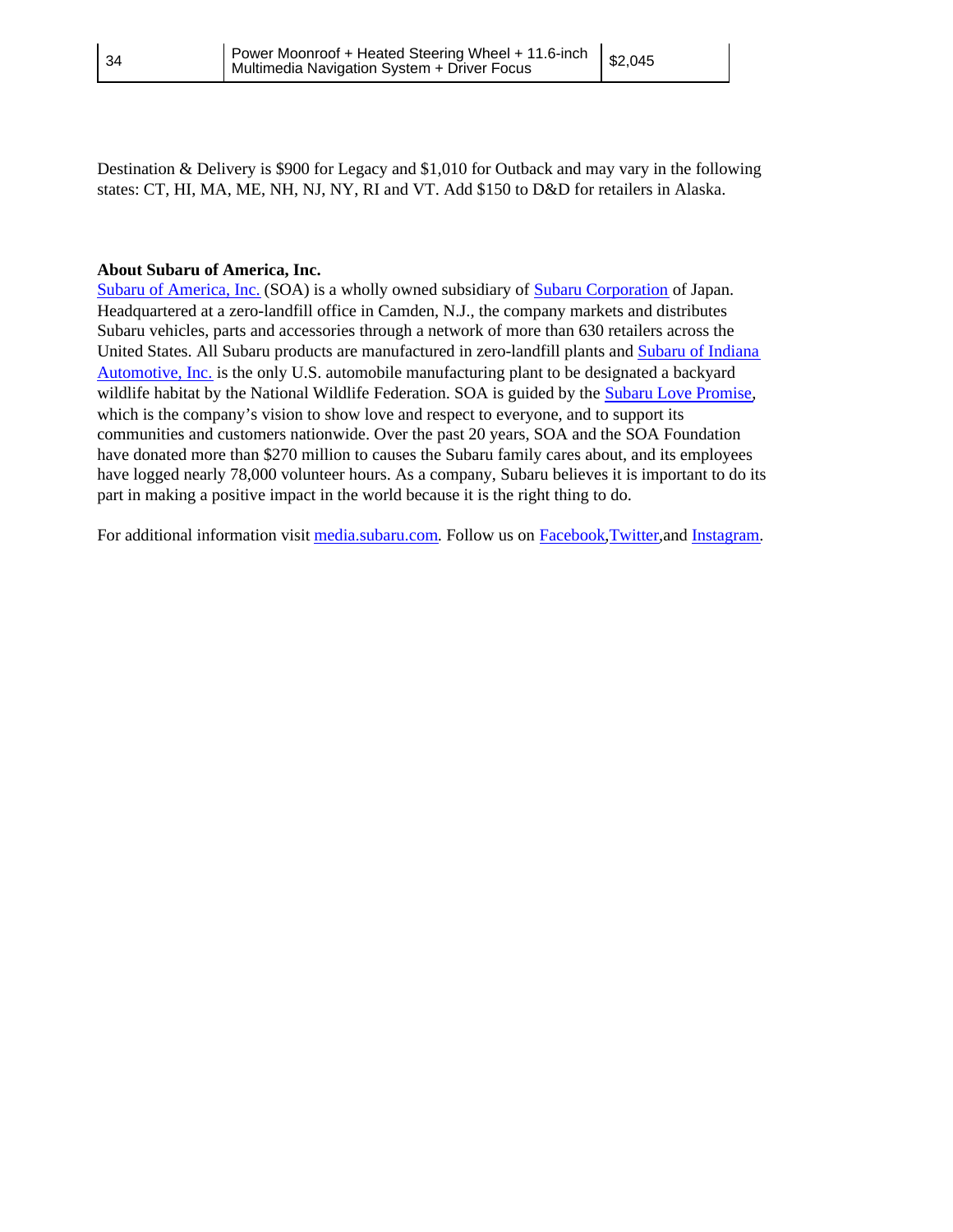| | | |
|---|---|---|
| 34 | Power Moonroof + Heated Steering Wheel + 11.6-inch Multimedia Navigation System + Driver Focus | $2,045 |

Destination & Delivery is $900 for Legacy and $1,010 for Outback and may vary in the following states: CT, HI, MA, ME, NH, NJ, NY, RI and VT. Add $150 to D&D for retailers in Alaska.

**About Subaru of America, Inc.**

Subaru of America, Inc. (SOA) is a wholly owned subsidiary of Subaru Corporation of Japan. Headquartered at a zero-landfill office in Camden, N.J., the company markets and distributes Subaru vehicles, parts and accessories through a network of more than 630 retailers across the United States. All Subaru products are manufactured in zero-landfill plants and Subaru of Indiana Automotive, Inc. is the only U.S. automobile manufacturing plant to be designated a backyard wildlife habitat by the National Wildlife Federation. SOA is guided by the Subaru Love Promise, which is the company's vision to show love and respect to everyone, and to support its communities and customers nationwide. Over the past 20 years, SOA and the SOA Foundation have donated more than $270 million to causes the Subaru family cares about, and its employees have logged nearly 78,000 volunteer hours. As a company, Subaru believes it is important to do its part in making a positive impact in the world because it is the right thing to do.

For additional information visit media.subaru.com. Follow us on Facebook,Twitter,and Instagram.